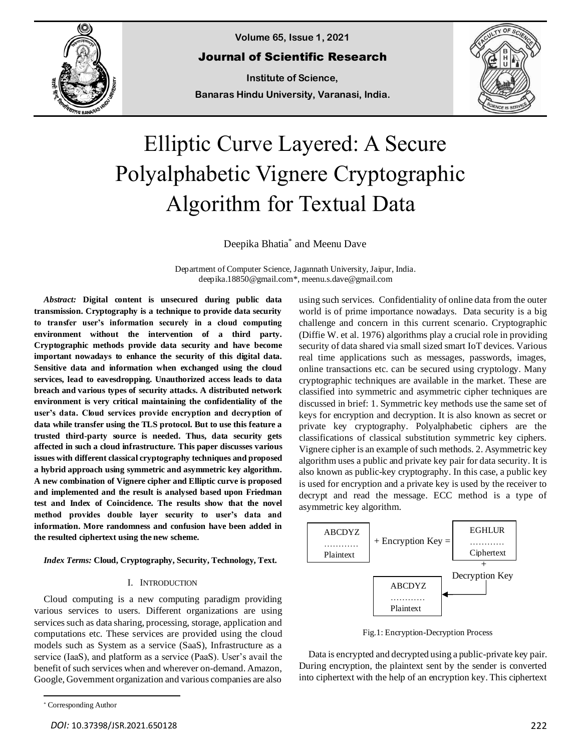# Elliptic Curve Layered: A Secure Polyalphabetic Vignere Cryptographic Algorithm for Textual Data

Deepika Bhatia* and Meenu Dave

Department of Computer Science, Jagannath University, Jaipur, India.
deepika.18850@gmail.com*, meenu.s.dave@gmail.com

*Abstract:* **Digital content is unsecured during public data transmission. Cryptography is a technique to provide data security to transfer user's information securely in a cloud computing environment without the intervention of a third party. Cryptographic methods provide data security and have become important nowadays to enhance the security of this digital data. Sensitive data and information when exchanged using the cloud services, lead to eavesdropping. Unauthorized access leads to data breach and various types of security attacks. A distributed network environment is very critical maintaining the confidentiality of the user's data. Cloud services provide encryption and decryption of data while transfer using the TLS protocol. But to use this feature a trusted third-party source is needed. Thus, data security gets affected in such a cloud infrastructure. This paper discusses various issues with different classical cryptography techniques and proposed a hybrid approach using symmetric and asymmetric key algorithm. A new combination of Vignere cipher and Elliptic curve is proposed and implemented and the result is analysed based upon Friedman test and Index of Coincidence. The results show that the novel method provides double layer security to user's data and information. More randomness and confusion have been added in the resulted ciphertext using the new scheme.**

*Index Terms:* **Cloud, Cryptography, Security, Technology, Text.**

## I. Introduction

Cloud computing is a new computing paradigm providing various services to users. Different organizations are using services such as data sharing, processing, storage, application and computations etc. These services are provided using the cloud models such as System as a service (SaaS), Infrastructure as a service (IaaS), and platform as a service (PaaS). User's avail the benefit of such services when and wherever on-demand. Amazon, Google, Government organization and various companies are also using such services. Confidentiality of online data from the outer world is of prime importance nowadays. Data security is a big challenge and concern in this current scenario. Cryptographic (Diffie W. et al. 1976) algorithms play a crucial role in providing security of data shared via small sized smart IoT devices. Various real time applications such as messages, passwords, images, online transactions etc. can be secured using cryptology. Many cryptographic techniques are available in the market. These are classified into symmetric and asymmetric cipher techniques are discussed in brief: 1. Symmetric key methods use the same set of keys for encryption and decryption. It is also known as secret or private key cryptography. Polyalphabetic ciphers are the classifications of classical substitution symmetric key ciphers. Vignere cipher is an example of such methods. 2. Asymmetric key algorithm uses a public and private key pair for data security. It is also known as public-key cryptography. In this case, a public key is used for encryption and a private key is used by the receiver to decrypt and read the message. ECC method is a type of asymmetric key algorithm.

ABCDYZ ………… Plaintext + Encryption Key = EGHLUR ………… Ciphertext + Decryption Key → ABCDYZ ………… Plaintext

Fig.1: Encryption-Decryption Process

Data is encrypted and decrypted using a public-private key pair. During encryption, the plaintext sent by the sender is converted into ciphertext with the help of an encryption key. This ciphertext

* Corresponding Author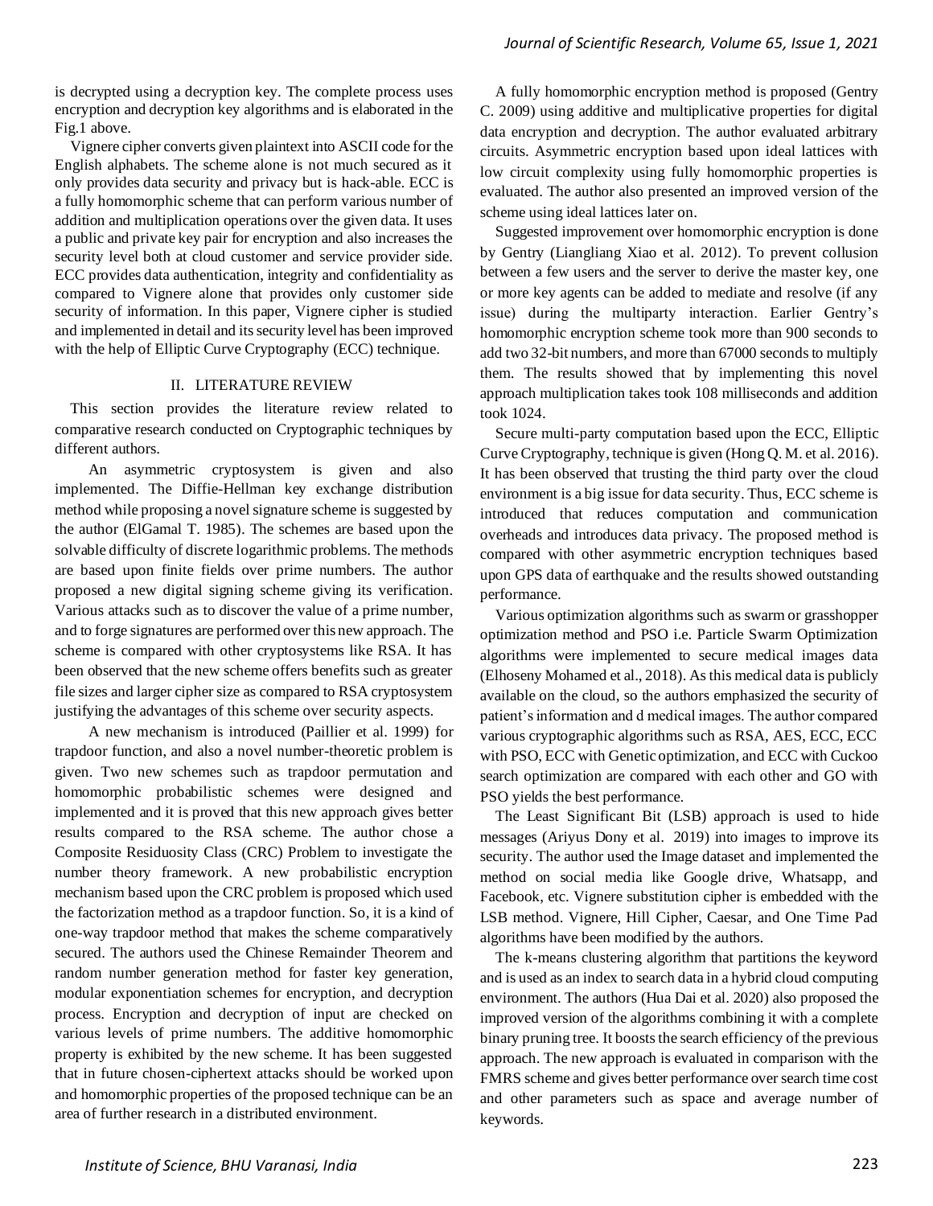is decrypted using a decryption key. The complete process uses encryption and decryption key algorithms and is elaborated in the Fig.1 above.

Vignere cipher converts given plaintext into ASCII code for the English alphabets. The scheme alone is not much secured as it only provides data security and privacy but is hack-able. ECC is a fully homomorphic scheme that can perform various number of addition and multiplication operations over the given data. It uses a public and private key pair for encryption and also increases the security level both at cloud customer and service provider side. ECC provides data authentication, integrity and confidentiality as compared to Vignere alone that provides only customer side security of information. In this paper, Vignere cipher is studied and implemented in detail and its security level has been improved with the help of Elliptic Curve Cryptography (ECC) technique.

## II. LITERATURE REVIEW

This section provides the literature review related to comparative research conducted on Cryptographic techniques by different authors.

An asymmetric cryptosystem is given and also implemented. The Diffie-Hellman key exchange distribution method while proposing a novel signature scheme is suggested by the author (ElGamal T. 1985). The schemes are based upon the solvable difficulty of discrete logarithmic problems. The methods are based upon finite fields over prime numbers. The author proposed a new digital signing scheme giving its verification. Various attacks such as to discover the value of a prime number, and to forge signatures are performed over this new approach. The scheme is compared with other cryptosystems like RSA. It has been observed that the new scheme offers benefits such as greater file sizes and larger cipher size as compared to RSA cryptosystem justifying the advantages of this scheme over security aspects.

A new mechanism is introduced (Paillier et al. 1999) for trapdoor function, and also a novel number-theoretic problem is given. Two new schemes such as trapdoor permutation and homomorphic probabilistic schemes were designed and implemented and it is proved that this new approach gives better results compared to the RSA scheme. The author chose a Composite Residuosity Class (CRC) Problem to investigate the number theory framework. A new probabilistic encryption mechanism based upon the CRC problem is proposed which used the factorization method as a trapdoor function. So, it is a kind of one-way trapdoor method that makes the scheme comparatively secured. The authors used the Chinese Remainder Theorem and random number generation method for faster key generation, modular exponentiation schemes for encryption, and decryption process. Encryption and decryption of input are checked on various levels of prime numbers. The additive homomorphic property is exhibited by the new scheme. It has been suggested that in future chosen-ciphertext attacks should be worked upon and homomorphic properties of the proposed technique can be an area of further research in a distributed environment.

A fully homomorphic encryption method is proposed (Gentry C. 2009) using additive and multiplicative properties for digital data encryption and decryption. The author evaluated arbitrary circuits. Asymmetric encryption based upon ideal lattices with low circuit complexity using fully homomorphic properties is evaluated. The author also presented an improved version of the scheme using ideal lattices later on.

Suggested improvement over homomorphic encryption is done by Gentry (Liangliang Xiao et al. 2012). To prevent collusion between a few users and the server to derive the master key, one or more key agents can be added to mediate and resolve (if any issue) during the multiparty interaction. Earlier Gentry's homomorphic encryption scheme took more than 900 seconds to add two 32-bit numbers, and more than 67000 seconds to multiply them. The results showed that by implementing this novel approach multiplication takes took 108 milliseconds and addition took 1024.

Secure multi-party computation based upon the ECC, Elliptic Curve Cryptography, technique is given (Hong Q. M. et al. 2016). It has been observed that trusting the third party over the cloud environment is a big issue for data security. Thus, ECC scheme is introduced that reduces computation and communication overheads and introduces data privacy. The proposed method is compared with other asymmetric encryption techniques based upon GPS data of earthquake and the results showed outstanding performance.

Various optimization algorithms such as swarm or grasshopper optimization method and PSO i.e. Particle Swarm Optimization algorithms were implemented to secure medical images data (Elhoseny Mohamed et al., 2018). As this medical data is publicly available on the cloud, so the authors emphasized the security of patient's information and d medical images. The author compared various cryptographic algorithms such as RSA, AES, ECC, ECC with PSO, ECC with Genetic optimization, and ECC with Cuckoo search optimization are compared with each other and GO with PSO yields the best performance.

The Least Significant Bit (LSB) approach is used to hide messages (Ariyus Dony et al. 2019) into images to improve its security. The author used the Image dataset and implemented the method on social media like Google drive, Whatsapp, and Facebook, etc. Vignere substitution cipher is embedded with the LSB method. Vignere, Hill Cipher, Caesar, and One Time Pad algorithms have been modified by the authors.

The k-means clustering algorithm that partitions the keyword and is used as an index to search data in a hybrid cloud computing environment. The authors (Hua Dai et al. 2020) also proposed the improved version of the algorithms combining it with a complete binary pruning tree. It boosts the search efficiency of the previous approach. The new approach is evaluated in comparison with the FMRS scheme and gives better performance over search time cost and other parameters such as space and average number of keywords.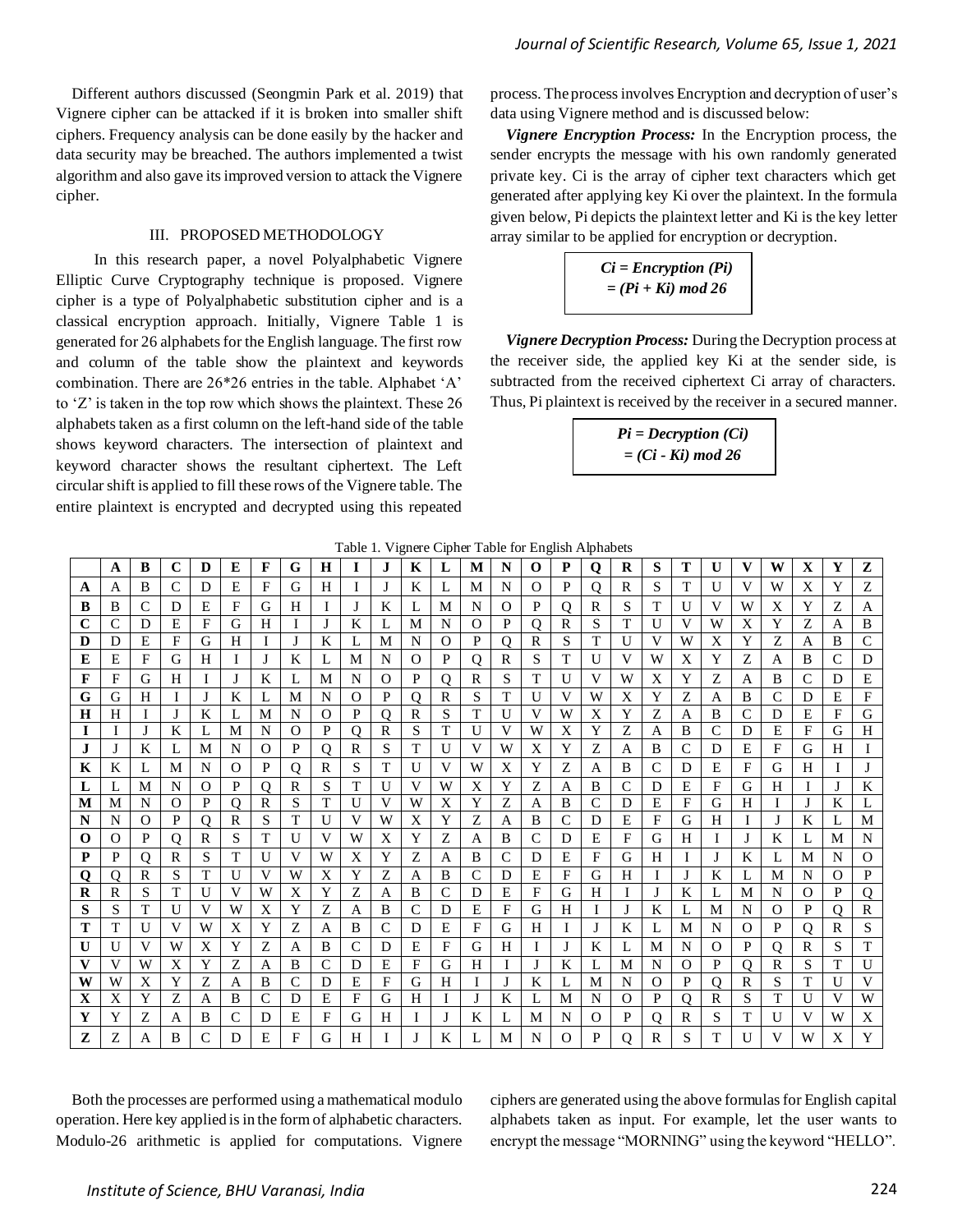Different authors discussed (Seongmin Park et al. 2019) that Vignere cipher can be attacked if it is broken into smaller shift ciphers. Frequency analysis can be done easily by the hacker and data security may be breached. The authors implemented a twist algorithm and also gave its improved version to attack the Vignere cipher.

## III. PROPOSED METHODOLOGY

In this research paper, a novel Polyalphabetic Vignere Elliptic Curve Cryptography technique is proposed. Vignere cipher is a type of Polyalphabetic substitution cipher and is a classical encryption approach. Initially, Vignere Table 1 is generated for 26 alphabets for the English language. The first row and column of the table show the plaintext and keywords combination. There are 26*26 entries in the table. Alphabet 'A' to 'Z' is taken in the top row which shows the plaintext. These 26 alphabets taken as a first column on the left-hand side of the table shows keyword characters. The intersection of plaintext and keyword character shows the resultant ciphertext. The Left circular shift is applied to fill these rows of the Vignere table. The entire plaintext is encrypted and decrypted using this repeated process. The process involves Encryption and decryption of user's data using Vignere method and is discussed below:

***Vignere Encryption Process:*** In the Encryption process, the sender encrypts the message with his own randomly generated private key. Ci is the array of cipher text characters which get generated after applying key Ki over the plaintext. In the formula given below, Pi depicts the plaintext letter and Ki is the key letter array similar to be applied for encryption or decryption.

$$Ci = Encryption\ (Pi) = (Pi + Ki) \bmod 26$$

***Vignere Decryption Process:*** During the Decryption process at the receiver side, the applied key Ki at the sender side, is subtracted from the received ciphertext Ci array of characters. Thus, Pi plaintext is received by the receiver in a secured manner.

$$Pi = Decryption\ (Ci) = (Ci - Ki) \bmod 26$$

Table 1. Vignere Cipher Table for English Alphabets

| | **A** | **B** | **C** | **D** | **E** | **F** | **G** | **H** | **I** | **J** | **K** | **L** | **M** | **N** | **O** | **P** | **Q** | **R** | **S** | **T** | **U** | **V** | **W** | **X** | **Y** | **Z** |
|---|---|---|---|---|---|---|---|---|---|---|---|---|---|---|---|---|---|---|---|---|---|---|---|---|---|---|
| **A** | A | B | C | D | E | F | G | H | I | J | K | L | M | N | O | P | Q | R | S | T | U | V | W | X | Y | Z |
| **B** | B | C | D | E | F | G | H | I | J | K | L | M | N | O | P | Q | R | S | T | U | V | W | X | Y | Z | A |
| **C** | C | D | E | F | G | H | I | J | K | L | M | N | O | P | Q | R | S | T | U | V | W | X | Y | Z | A | B |
| **D** | D | E | F | G | H | I | J | K | L | M | N | O | P | Q | R | S | T | U | V | W | X | Y | Z | A | B | C |
| **E** | E | F | G | H | I | J | K | L | M | N | O | P | Q | R | S | T | U | V | W | X | Y | Z | A | B | C | D |
| **F** | F | G | H | I | J | K | L | M | N | O | P | Q | R | S | T | U | V | W | X | Y | Z | A | B | C | D | E |
| **G** | G | H | I | J | K | L | M | N | O | P | Q | R | S | T | U | V | W | X | Y | Z | A | B | C | D | E | F |
| **H** | H | I | J | K | L | M | N | O | P | Q | R | S | T | U | V | W | X | Y | Z | A | B | C | D | E | F | G |
| **I** | I | J | K | L | M | N | O | P | Q | R | S | T | U | V | W | X | Y | Z | A | B | C | D | E | F | G | H |
| **J** | J | K | L | M | N | O | P | Q | R | S | T | U | V | W | X | Y | Z | A | B | C | D | E | F | G | H | I |
| **K** | K | L | M | N | O | P | Q | R | S | T | U | V | W | X | Y | Z | A | B | C | D | E | F | G | H | I | J |
| **L** | L | M | N | O | P | Q | R | S | T | U | V | W | X | Y | Z | A | B | C | D | E | F | G | H | I | J | K |
| **M** | M | N | O | P | Q | R | S | T | U | V | W | X | Y | Z | A | B | C | D | E | F | G | H | I | J | K | L |
| **N** | N | O | P | Q | R | S | T | U | V | W | X | Y | Z | A | B | C | D | E | F | G | H | I | J | K | L | M |
| **O** | O | P | Q | R | S | T | U | V | W | X | Y | Z | A | B | C | D | E | F | G | H | I | J | K | L | M | N |
| **P** | P | Q | R | S | T | U | V | W | X | Y | Z | A | B | C | D | E | F | G | H | I | J | K | L | M | N | O |
| **Q** | Q | R | S | T | U | V | W | X | Y | Z | A | B | C | D | E | F | G | H | I | J | K | L | M | N | O | P |
| **R** | R | S | T | U | V | W | X | Y | Z | A | B | C | D | E | F | G | H | I | J | K | L | M | N | O | P | Q |
| **S** | S | T | U | V | W | X | Y | Z | A | B | C | D | E | F | G | H | I | J | K | L | M | N | O | P | Q | R |
| **T** | T | U | V | W | X | Y | Z | A | B | C | D | E | F | G | H | I | J | K | L | M | N | O | P | Q | R | S |
| **U** | U | V | W | X | Y | Z | A | B | C | D | E | F | G | H | I | J | K | L | M | N | O | P | Q | R | S | T |
| **V** | V | W | X | Y | Z | A | B | C | D | E | F | G | H | I | J | K | L | M | N | O | P | Q | R | S | T | U |
| **W** | W | X | Y | Z | A | B | C | D | E | F | G | H | I | J | K | L | M | N | O | P | Q | R | S | T | U | V |
| **X** | X | Y | Z | A | B | C | D | E | F | G | H | I | J | K | L | M | N | O | P | Q | R | S | T | U | V | W |
| **Y** | Y | Z | A | B | C | D | E | F | G | H | I | J | K | L | M | N | O | P | Q | R | S | T | U | V | W | X |
| **Z** | Z | A | B | C | D | E | F | G | H | I | J | K | L | M | N | O | P | Q | R | S | T | U | V | W | X | Y |

Both the processes are performed using a mathematical modulo operation. Here key applied is in the form of alphabetic characters. Modulo-26 arithmetic is applied for computations. Vignere ciphers are generated using the above formulas for English capital alphabets taken as input. For example, let the user wants to encrypt the message "MORNING" using the keyword "HELLO".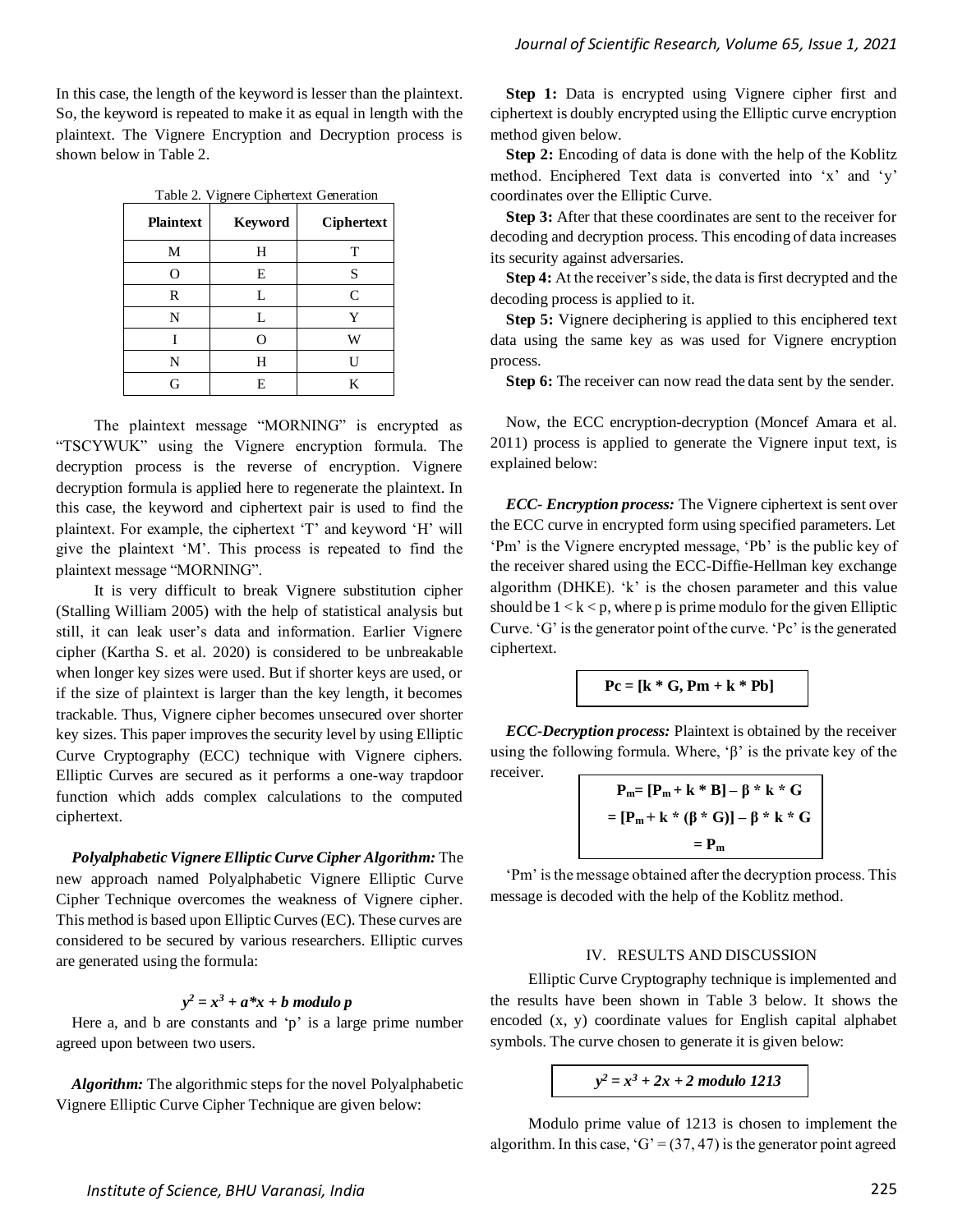In this case, the length of the keyword is lesser than the plaintext. So, the keyword is repeated to make it as equal in length with the plaintext. The Vignere Encryption and Decryption process is shown below in Table 2.

Table 2. Vignere Ciphertext Generation

| Plaintext | Keyword | Ciphertext |
|---|---|---|
| M | H | T |
| O | E | S |
| R | L | C |
| N | L | Y |
| I | O | W |
| N | H | U |
| G | E | K |

The plaintext message “MORNING” is encrypted as “TSCYWUK” using the Vignere encryption formula. The decryption process is the reverse of encryption. Vignere decryption formula is applied here to regenerate the plaintext. In this case, the keyword and ciphertext pair is used to find the plaintext. For example, the ciphertext ‘T’ and keyword ‘H’ will give the plaintext ‘M’. This process is repeated to find the plaintext message “MORNING”.

It is very difficult to break Vignere substitution cipher (Stalling William 2005) with the help of statistical analysis but still, it can leak user’s data and information. Earlier Vignere cipher (Kartha S. et al. 2020) is considered to be unbreakable when longer key sizes were used. But if shorter keys are used, or if the size of plaintext is larger than the key length, it becomes trackable. Thus, Vignere cipher becomes unsecured over shorter key sizes. This paper improves the security level by using Elliptic Curve Cryptography (ECC) technique with Vignere ciphers. Elliptic Curves are secured as it performs a one-way trapdoor function which adds complex calculations to the computed ciphertext.

***Polyalphabetic Vignere Elliptic Curve Cipher Algorithm:*** The new approach named Polyalphabetic Vignere Elliptic Curve Cipher Technique overcomes the weakness of Vignere cipher. This method is based upon Elliptic Curves (EC). These curves are considered to be secured by various researchers. Elliptic curves are generated using the formula:

$$y^2 = x^3 + a*x + b \text{ modulo } p$$

Here a, and b are constants and ‘p’ is a large prime number agreed upon between two users.

***Algorithm:*** The algorithmic steps for the novel Polyalphabetic Vignere Elliptic Curve Cipher Technique are given below:

**Step 1:** Data is encrypted using Vignere cipher first and ciphertext is doubly encrypted using the Elliptic curve encryption method given below.

**Step 2:** Encoding of data is done with the help of the Koblitz method. Enciphered Text data is converted into ‘x’ and ‘y’ coordinates over the Elliptic Curve.

**Step 3:** After that these coordinates are sent to the receiver for decoding and decryption process. This encoding of data increases its security against adversaries.

**Step 4:** At the receiver’s side, the data is first decrypted and the decoding process is applied to it.

**Step 5:** Vignere deciphering is applied to this enciphered text data using the same key as was used for Vignere encryption process.

**Step 6:** The receiver can now read the data sent by the sender.

Now, the ECC encryption-decryption (Moncef Amara et al. 2011) process is applied to generate the Vignere input text, is explained below:

***ECC- Encryption process:*** The Vignere ciphertext is sent over the ECC curve in encrypted form using specified parameters. Let ‘Pm’ is the Vignere encrypted message, ‘Pb’ is the public key of the receiver shared using the ECC-Diffie-Hellman key exchange algorithm (DHKE). ‘k’ is the chosen parameter and this value should be $1 < k < p$, where p is prime modulo for the given Elliptic Curve. ‘G’ is the generator point of the curve. ‘Pc’ is the generated ciphertext.

$$Pc = [k * G, Pm + k * Pb]$$

***ECC-Decryption process:*** Plaintext is obtained by the receiver using the following formula. Where, ‘β’ is the private key of the receiver.

$$P_m = [P_m + k * B] - \beta * k * G$$
$$= [P_m + k * (\beta * G)] - \beta * k * G$$
$$= P_m$$

‘Pm’ is the message obtained after the decryption process. This message is decoded with the help of the Koblitz method.

## IV. RESULTS AND DISCUSSION

Elliptic Curve Cryptography technique is implemented and the results have been shown in Table 3 below. It shows the encoded (x, y) coordinate values for English capital alphabet symbols. The curve chosen to generate it is given below:

$$y^2 = x^3 + 2x + 2 \text{ modulo } 1213$$

Modulo prime value of 1213 is chosen to implement the algorithm. In this case, ‘G’ = (37, 47) is the generator point agreed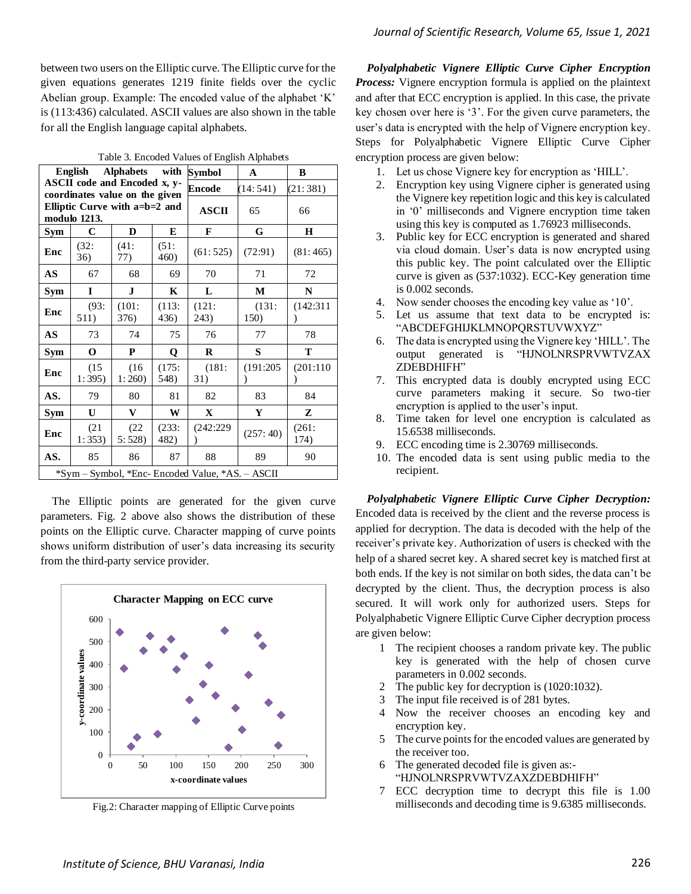between two users on the Elliptic curve. The Elliptic curve for the given equations generates 1219 finite fields over the cyclic Abelian group. Example: The encoded value of the alphabet 'K' is (113:436) calculated. ASCII values are also shown in the table for all the English language capital alphabets.

Table 3. Encoded Values of English Alphabets

| English Alphabets with ASCII code and Encoded x, y-coordinates value on the given Elliptic Curve with a=b=2 and modulo 1213. | | | Symbol | A | B |
|---|---|---|---|---|---|
| | | | Encode | (14: 541) | (21: 381) |
| | | | ASCII | 65 | 66 |
| Sym | C | D | E | F | G | H |
| Enc | (32: 36) | (41: 77) | (51: 460) | (61: 525) | (72:91) | (81: 465) |
| AS | 67 | 68 | 69 | 70 | 71 | 72 |
| Sym | I | J | K | L | M | N |
| Enc | (93: 511) | (101: 376) | (113: 436) | (121: 243) | (131: 150) | (142:311 ) |
| AS | 73 | 74 | 75 | 76 | 77 | 78 |
| Sym | O | P | Q | R | S | T |
| Enc | (15 1: 395) | (16 1: 260) | (175: 548) | (181: 31) | (191:205 ) | (201:110 ) |
| AS. | 79 | 80 | 81 | 82 | 83 | 84 |
| Sym | U | V | W | X | Y | Z |
| Enc | (21 1: 353) | (22 5: 528) | (233: 482) | (242:229 ) | (257: 40) | (261: 174) |
| AS. | 85 | 86 | 87 | 88 | 89 | 90 |

*Sym – Symbol, *Enc- Encoded Value, *AS. – ASCII

The Elliptic points are generated for the given curve parameters. Fig. 2 above also shows the distribution of these points on the Elliptic curve. Character mapping of curve points shows uniform distribution of user's data increasing its security from the third-party service provider.

Fig.2: Character mapping of Elliptic Curve points

***Polyalphabetic Vignere Elliptic Curve Cipher Encryption Process:*** Vignere encryption formula is applied on the plaintext and after that ECC encryption is applied. In this case, the private key chosen over here is '3'. For the given curve parameters, the user's data is encrypted with the help of Vignere encryption key. Steps for Polyalphabetic Vignere Elliptic Curve Cipher encryption process are given below:

1. Let us chose Vignere key for encryption as 'HILL'.
2. Encryption key using Vignere cipher is generated using the Vignere key repetition logic and this key is calculated in '0' milliseconds and Vignere encryption time taken using this key is computed as 1.76923 milliseconds.
3. Public key for ECC encryption is generated and shared via cloud domain. User's data is now encrypted using this public key. The point calculated over the Elliptic curve is given as (537:1032). ECC-Key generation time is 0.002 seconds.
4. Now sender chooses the encoding key value as '10'.
5. Let us assume that text data to be encrypted is: "ABCDEFGHIJKLMNOPQRSTUVWXYZ"
6. The data is encrypted using the Vignere key 'HILL'. The output generated is "HJNOLNRSPRVWTVZAX ZDEBDHIFH"
7. This encrypted data is doubly encrypted using ECC curve parameters making it secure. So two-tier encryption is applied to the user's input.
8. Time taken for level one encryption is calculated as 15.6538 milliseconds.
9. ECC encoding time is 2.30769 milliseconds.
10. The encoded data is sent using public media to the recipient.

***Polyalphabetic Vignere Elliptic Curve Cipher Decryption:*** Encoded data is received by the client and the reverse process is applied for decryption. The data is decoded with the help of the receiver's private key. Authorization of users is checked with the help of a shared secret key. A shared secret key is matched first at both ends. If the key is not similar on both sides, the data can't be decrypted by the client. Thus, the decryption process is also secured. It will work only for authorized users. Steps for Polyalphabetic Vignere Elliptic Curve Cipher decryption process are given below:

1. The recipient chooses a random private key. The public key is generated with the help of chosen curve parameters in 0.002 seconds.
2. The public key for decryption is (1020:1032).
3. The input file received is of 281 bytes.
4. Now the receiver chooses an encoding key and encryption key.
5. The curve points for the encoded values are generated by the receiver too.
6. The generated decoded file is given as:- "HJNOLNRSPRVWTVZAXZDEBDHIFH"
7. ECC decryption time to decrypt this file is 1.00 milliseconds and decoding time is 9.6385 milliseconds.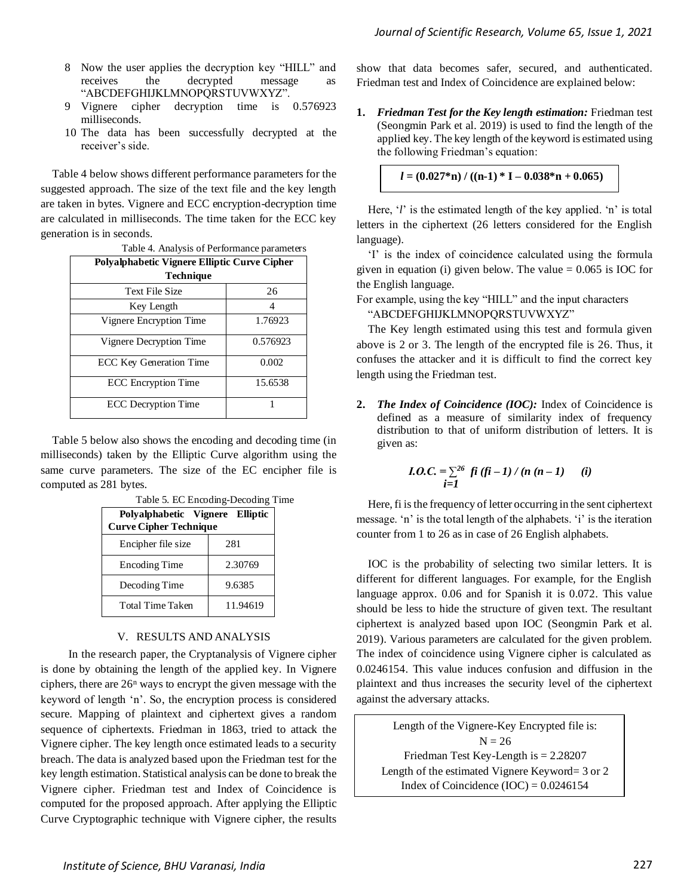8. Now the user applies the decryption key "HILL" and receives the decrypted message as "ABCDEFGHIJKLMNOPQRSTUVWXYZ".
9. Vignere cipher decryption time is 0.576923 milliseconds.
10. The data has been successfully decrypted at the receiver's side.

Table 4 below shows different performance parameters for the suggested approach. The size of the text file and the key length are taken in bytes. Vignere and ECC encryption-decryption time are calculated in milliseconds. The time taken for the ECC key generation is in seconds.

Table 4. Analysis of Performance parameters

| Polyalphabetic Vignere Elliptic Curve Cipher Technique | |
|---|---|
| Text File Size | 26 |
| Key Length | 4 |
| Vignere Encryption Time | 1.76923 |
| Vignere Decryption Time | 0.576923 |
| ECC Key Generation Time | 0.002 |
| ECC Encryption Time | 15.6538 |
| ECC Decryption Time | 1 |

Table 5 below also shows the encoding and decoding time (in milliseconds) taken by the Elliptic Curve algorithm using the same curve parameters. The size of the EC encipher file is computed as 281 bytes.

Table 5. EC Encoding-Decoding Time

| Polyalphabetic Vignere Elliptic Curve Cipher Technique | |
|---|---|
| Encipher file size | 281 |
| Encoding Time | 2.30769 |
| Decoding Time | 9.6385 |
| Total Time Taken | 11.94619 |

## V. RESULTS AND ANALYSIS

In the research paper, the Cryptanalysis of Vignere cipher is done by obtaining the length of the applied key. In Vignere ciphers, there are $26^n$ ways to encrypt the given message with the keyword of length 'n'. So, the encryption process is considered secure. Mapping of plaintext and ciphertext gives a random sequence of ciphertexts. Friedman in 1863, tried to attack the Vignere cipher. The key length once estimated leads to a security breach. The data is analyzed based upon the Friedman test for the key length estimation. Statistical analysis can be done to break the Vignere cipher. Friedman test and Index of Coincidence is computed for the proposed approach. After applying the Elliptic Curve Cryptographic technique with Vignere cipher, the results show that data becomes safer, secured, and authenticated. Friedman test and Index of Coincidence are explained below:

1. ***Friedman Test for the Key length estimation:*** Friedman test (Seongmin Park et al. 2019) is used to find the length of the applied key. The key length of the keyword is estimated using the following Friedman's equation:

$$l = (0.027*n) / ((n-1) * I - 0.038*n + 0.065)$$

Here, '$l$' is the estimated length of the key applied. 'n' is total letters in the ciphertext (26 letters considered for the English language).

'I' is the index of coincidence calculated using the formula given in equation (i) given below. The value = 0.065 is IOC for the English language.

For example, using the key "HILL" and the input characters "ABCDEFGHIJKLMNOPQRSTUVWXYZ"

The Key length estimated using this test and formula given above is 2 or 3. The length of the encrypted file is 26. Thus, it confuses the attacker and it is difficult to find the correct key length using the Friedman test.

2. ***The Index of Coincidence (IOC):*** Index of Coincidence is defined as a measure of similarity index of frequency distribution to that of uniform distribution of letters. It is given as:

$$I.O.C. = \sum_{i=1}^{26} fi\,(fi - 1) / (n\,(n - 1) \qquad (i)$$

Here, fi is the frequency of letter occurring in the sent ciphertext message. 'n' is the total length of the alphabets. 'i' is the iteration counter from 1 to 26 as in case of 26 English alphabets.

IOC is the probability of selecting two similar letters. It is different for different languages. For example, for the English language approx. 0.06 and for Spanish it is 0.072. This value should be less to hide the structure of given text. The resultant ciphertext is analyzed based upon IOC (Seongmin Park et al. 2019). Various parameters are calculated for the given problem. The index of coincidence using Vignere cipher is calculated as 0.0246154. This value induces confusion and diffusion in the plaintext and thus increases the security level of the ciphertext against the adversary attacks.

```
Length of the Vignere-Key Encrypted file is:
N = 26
Friedman Test Key-Length is = 2.28207
Length of the estimated Vignere Keyword= 3 or 2
Index of Coincidence (IOC) = 0.0246154
```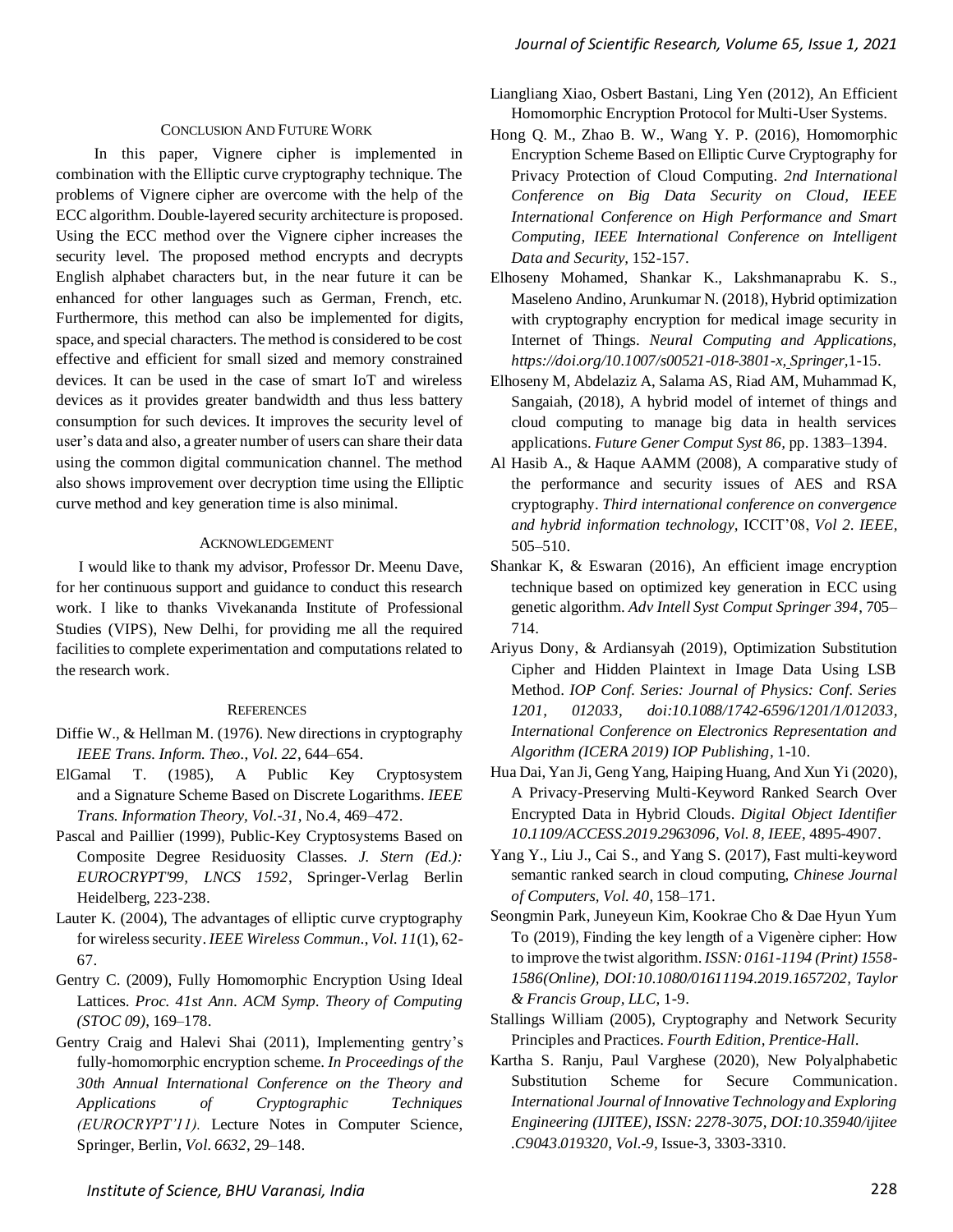## Conclusion And Future Work

In this paper, Vignere cipher is implemented in combination with the Elliptic curve cryptography technique. The problems of Vignere cipher are overcome with the help of the ECC algorithm. Double-layered security architecture is proposed. Using the ECC method over the Vignere cipher increases the security level. The proposed method encrypts and decrypts English alphabet characters but, in the near future it can be enhanced for other languages such as German, French, etc. Furthermore, this method can also be implemented for digits, space, and special characters. The method is considered to be cost effective and efficient for small sized and memory constrained devices. It can be used in the case of smart IoT and wireless devices as it provides greater bandwidth and thus less battery consumption for such devices. It improves the security level of user's data and also, a greater number of users can share their data using the common digital communication channel. The method also shows improvement over decryption time using the Elliptic curve method and key generation time is also minimal.

## Acknowledgement

I would like to thank my advisor, Professor Dr. Meenu Dave, for her continuous support and guidance to conduct this research work. I like to thanks Vivekananda Institute of Professional Studies (VIPS), New Delhi, for providing me all the required facilities to complete experimentation and computations related to the research work.

## References

Diffie W., & Hellman M. (1976). New directions in cryptography *IEEE Trans. Inform. Theo., Vol. 22*, 644–654.

ElGamal T. (1985), A Public Key Cryptosystem and a Signature Scheme Based on Discrete Logarithms. *IEEE Trans. Information Theory, Vol.-31*, No.4, 469–472.

Pascal and Paillier (1999), Public-Key Cryptosystems Based on Composite Degree Residuosity Classes. *J. Stern (Ed.): EUROCRYPT'99, LNCS 1592*, Springer-Verlag Berlin Heidelberg, 223-238.

Lauter K. (2004), The advantages of elliptic curve cryptography for wireless security. *IEEE Wireless Commun., Vol. 11*(1), 62-67.

Gentry C. (2009), Fully Homomorphic Encryption Using Ideal Lattices. *Proc. 41st Ann. ACM Symp. Theory of Computing (STOC 09)*, 169–178.

Gentry Craig and Halevi Shai (2011), Implementing gentry's fully-homomorphic encryption scheme. *In Proceedings of the 30th Annual International Conference on the Theory and Applications of Cryptographic Techniques (EUROCRYPT'11).* Lecture Notes in Computer Science, Springer, Berlin, *Vol. 6632*, 29–148.

Liangliang Xiao, Osbert Bastani, Ling Yen (2012), An Efficient Homomorphic Encryption Protocol for Multi-User Systems.

Hong Q. M., Zhao B. W., Wang Y. P. (2016), Homomorphic Encryption Scheme Based on Elliptic Curve Cryptography for Privacy Protection of Cloud Computing. *2nd International Conference on Big Data Security on Cloud, IEEE International Conference on High Performance and Smart Computing, IEEE International Conference on Intelligent Data and Security*, 152-157.

Elhoseny Mohamed, Shankar K., Lakshmanaprabu K. S., Maseleno Andino, Arunkumar N. (2018), Hybrid optimization with cryptography encryption for medical image security in Internet of Things. *Neural Computing and Applications, https://doi.org/10.1007/s00521-018-3801-x, Springer*,1-15.

Elhoseny M, Abdelaziz A, Salama AS, Riad AM, Muhammad K, Sangaiah, (2018), A hybrid model of internet of things and cloud computing to manage big data in health services applications. *Future Gener Comput Syst 86*, pp. 1383–1394.

Al Hasib A., & Haque AAMM (2008), A comparative study of the performance and security issues of AES and RSA cryptography. *Third international conference on convergence and hybrid information technology,* ICCIT'08, *Vol 2. IEEE,* 505–510.

Shankar K, & Eswaran (2016), An efficient image encryption technique based on optimized key generation in ECC using genetic algorithm. *Adv Intell Syst Comput Springer 394*, 705–714.

Ariyus Dony, & Ardiansyah (2019), Optimization Substitution Cipher and Hidden Plaintext in Image Data Using LSB Method. *IOP Conf. Series: Journal of Physics: Conf. Series 1201, 012033, doi:10.1088/1742-6596/1201/1/012033, International Conference on Electronics Representation and Algorithm (ICERA 2019) IOP Publishing*, 1-10.

Hua Dai, Yan Ji, Geng Yang, Haiping Huang, And Xun Yi (2020), A Privacy-Preserving Multi-Keyword Ranked Search Over Encrypted Data in Hybrid Clouds. *Digital Object Identifier 10.1109/ACCESS.2019.2963096, Vol. 8, IEEE*, 4895-4907.

Yang Y., Liu J., Cai S., and Yang S. (2017), Fast multi-keyword semantic ranked search in cloud computing, *Chinese Journal of Computers, Vol. 40*, 158–171.

Seongmin Park, Juneyeun Kim, Kookrae Cho & Dae Hyun Yum To (2019), Finding the key length of a Vigenère cipher: How to improve the twist algorithm. *ISSN: 0161-1194 (Print) 1558-1586(Online), DOI:10.1080/01611194.2019.1657202, Taylor & Francis Group, LLC,* 1-9.

Stallings William (2005), Cryptography and Network Security Principles and Practices. *Fourth Edition, Prentice-Hall*.

Kartha S. Ranju, Paul Varghese (2020), New Polyalphabetic Substitution Scheme for Secure Communication. *International Journal of Innovative Technology and Exploring Engineering (IJITEE), ISSN: 2278-3075, DOI:10.35940/ijitee .C9043.019320, Vol.-9,* Issue-3, 3303-3310.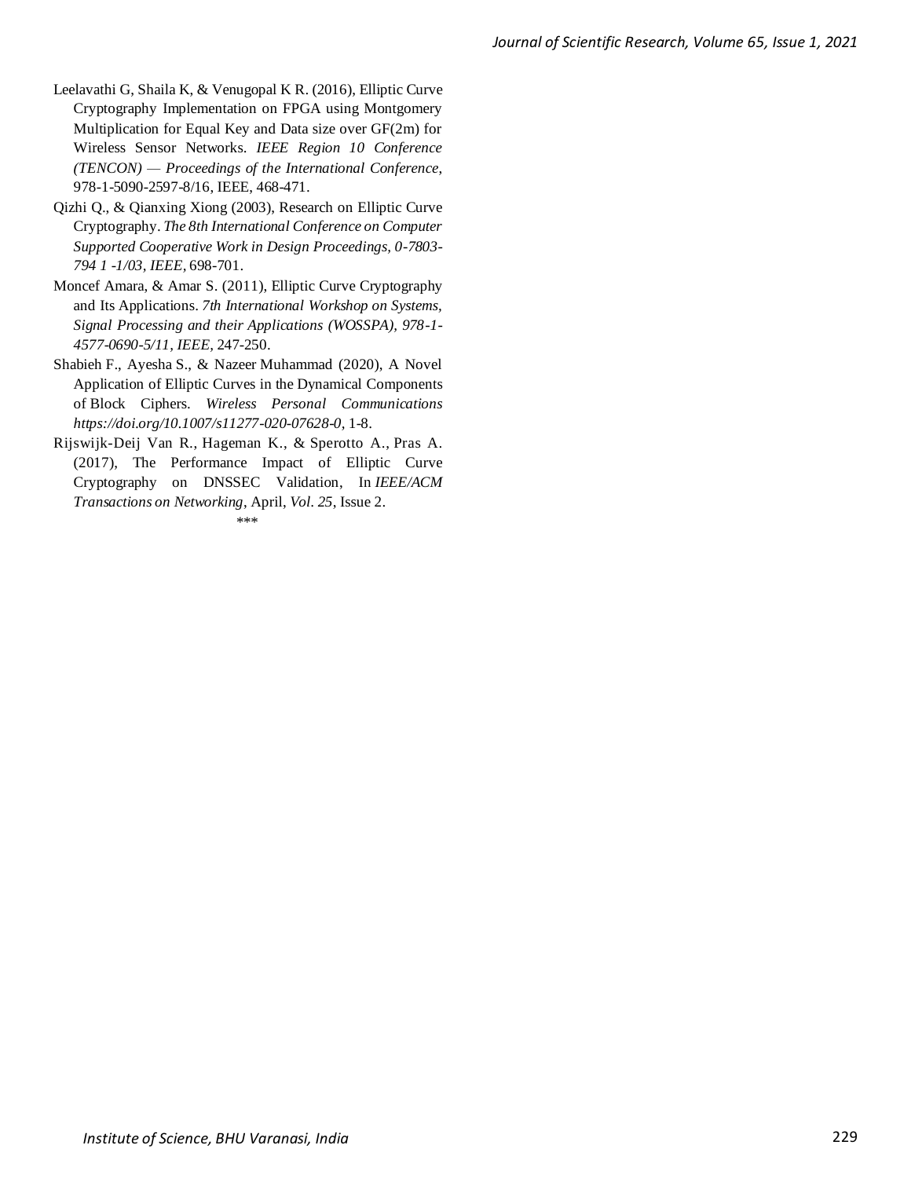Leelavathi G, Shaila K, & Venugopal K R. (2016), Elliptic Curve Cryptography Implementation on FPGA using Montgomery Multiplication for Equal Key and Data size over GF(2m) for Wireless Sensor Networks. *IEEE Region 10 Conference (TENCON) — Proceedings of the International Conference*, 978-1-5090-2597-8/16, IEEE, 468-471.

Qizhi Q., & Qianxing Xiong (2003), Research on Elliptic Curve Cryptography. *The 8th International Conference on Computer Supported Cooperative Work in Design Proceedings, 0-7803-794 1 -1/03, IEEE*, 698-701.

Moncef Amara, & Amar S. (2011), Elliptic Curve Cryptography and Its Applications. *7th International Workshop on Systems, Signal Processing and their Applications (WOSSPA), 978-1-4577-0690-5/11, IEEE*, 247-250.

Shabieh F., Ayesha S., & Nazeer Muhammad (2020), A Novel Application of Elliptic Curves in the Dynamical Components of Block Ciphers. *Wireless Personal Communications https://doi.org/10.1007/s11277-020-07628-0*, 1-8.

Rijswijk-Deij Van R., Hageman K., & Sperotto A., Pras A. (2017), The Performance Impact of Elliptic Curve Cryptography on DNSSEC Validation, In *IEEE/ACM Transactions on Networking*, April, *Vol. 25*, Issue 2.

***